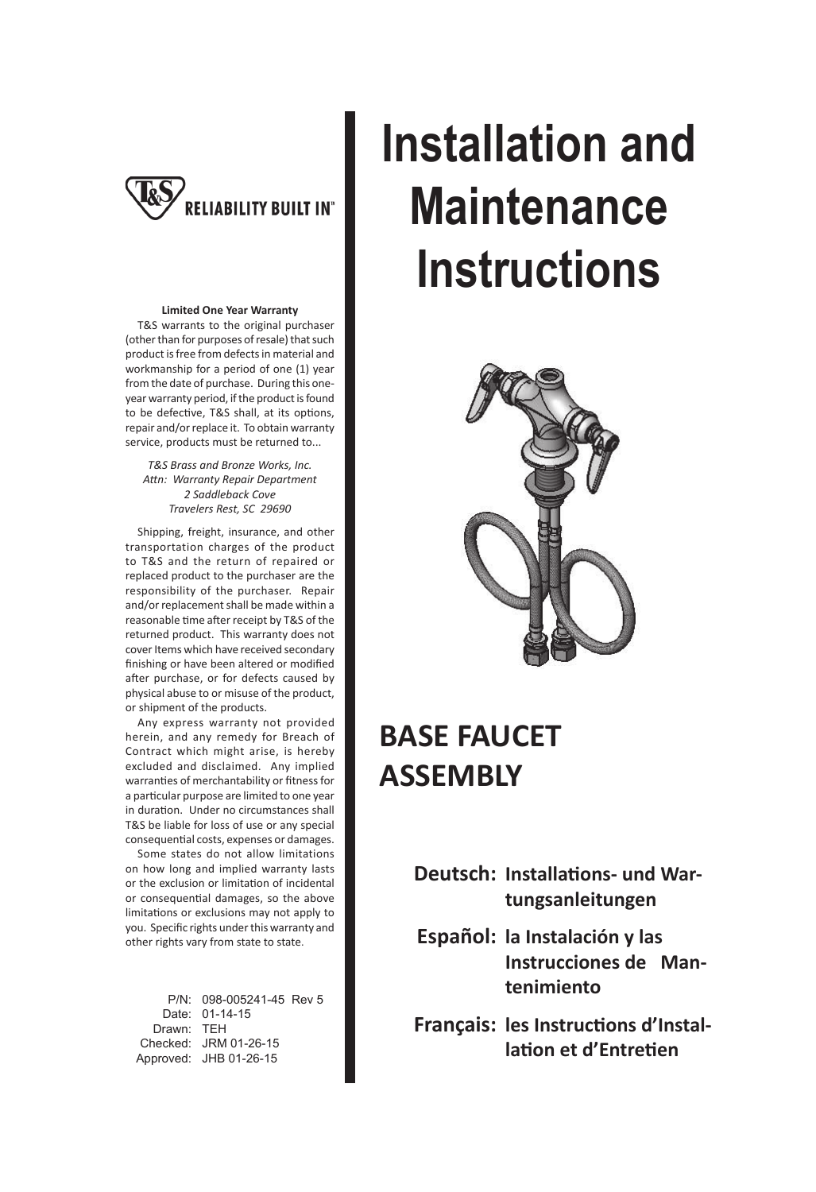# Installation and Maintenance Instructions

## BASE FAUCET ASSEMBLY

**Deutsch:** **Installations- und Wartungsanleitungen**

**Español:** **la Instalación y las Instrucciones de Mantenimiento**

**Français:** **les Instructions d'Installation et d'Entretien**

**Limited One Year Warranty**

T&S warrants to the original purchaser (other than for purposes of resale) that such product is free from defects in material and workmanship for a period of one (1) year from the date of purchase. During this one-year warranty period, if the product is found to be defective, T&S shall, at its options, repair and/or replace it. To obtain warranty service, products must be returned to...

*T&S Brass and Bronze Works, Inc.*
*Attn: Warranty Repair Department*
*2 Saddleback Cove*
*Travelers Rest, SC 29690*

Shipping, freight, insurance, and other transportation charges of the product to T&S and the return of repaired or replaced product to the purchaser are the responsibility of the purchaser. Repair and/or replacement shall be made within a reasonable time after receipt by T&S of the returned product. This warranty does not cover Items which have received secondary finishing or have been altered or modified after purchase, or for defects caused by physical abuse to or misuse of the product, or shipment of the products.

Any express warranty not provided herein, and any remedy for Breach of Contract which might arise, is hereby excluded and disclaimed. Any implied warranties of merchantability or fitness for a particular purpose are limited to one year in duration. Under no circumstances shall T&S be liable for loss of use or any special consequential costs, expenses or damages.

Some states do not allow limitations on how long and implied warranty lasts or the exclusion or limitation of incidental or consequential damages, so the above limitations or exclusions may not apply to you. Specific rights under this warranty and other rights vary from state to state.

P/N: 098-005241-45 Rev 5
Date: 01-14-15
Drawn: TEH
Checked: JRM 01-26-15
Approved: JHB 01-26-15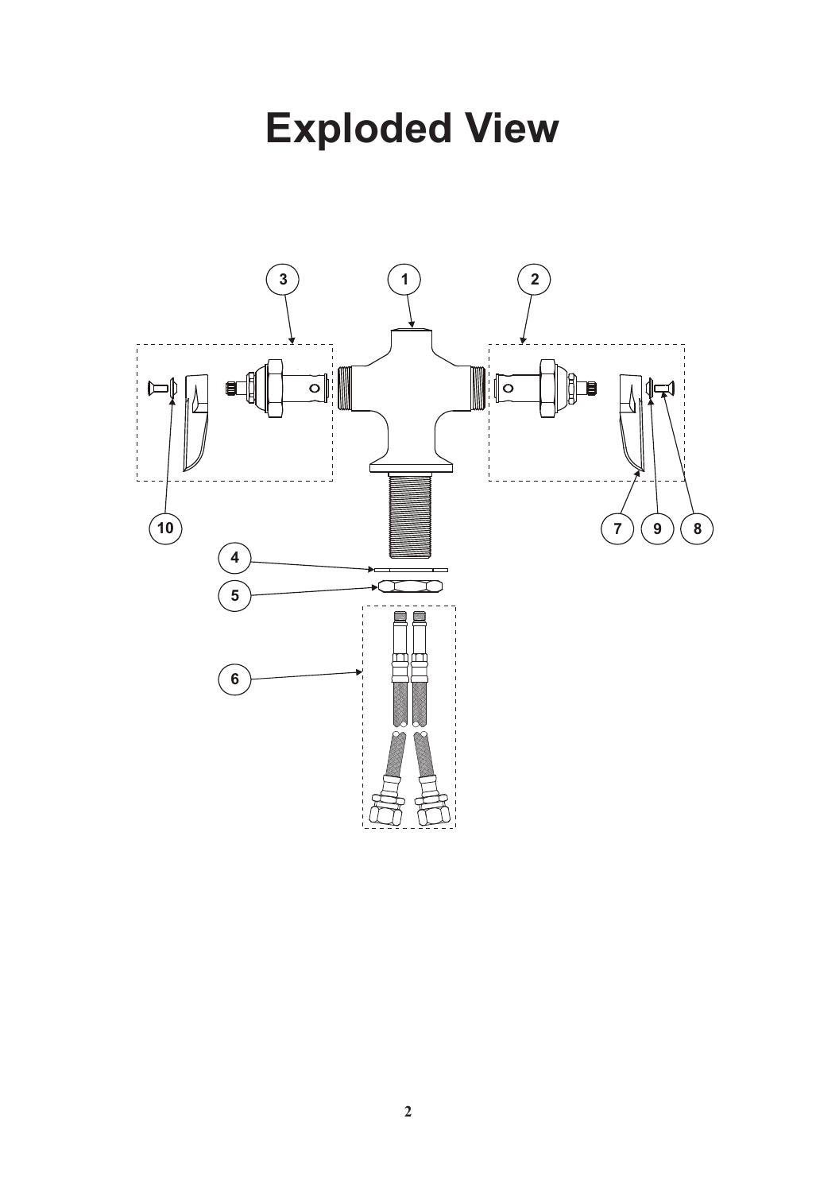# Exploded View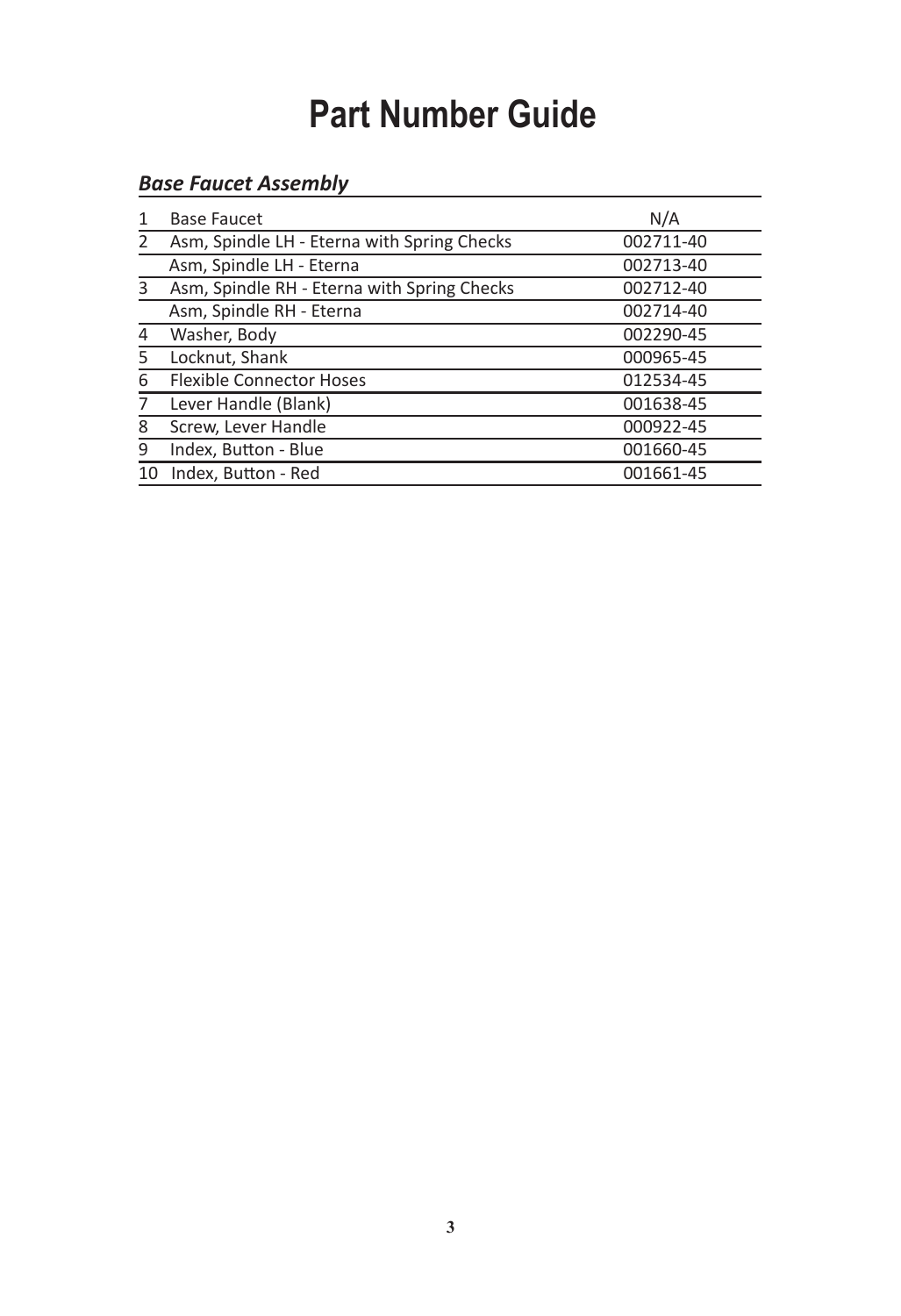# Part Number Guide

## *Base Faucet Assembly*

| | | |
|---|---|---|
| 1 | Base Faucet | N/A |
| 2 | Asm, Spindle LH - Eterna with Spring Checks | 002711-40 |
| | Asm, Spindle LH - Eterna | 002713-40 |
| 3 | Asm, Spindle RH - Eterna with Spring Checks | 002712-40 |
| | Asm, Spindle RH - Eterna | 002714-40 |
| 4 | Washer, Body | 002290-45 |
| 5 | Locknut, Shank | 000965-45 |
| 6 | Flexible Connector Hoses | 012534-45 |
| 7 | Lever Handle (Blank) | 001638-45 |
| 8 | Screw, Lever Handle | 000922-45 |
| 9 | Index, Button - Blue | 001660-45 |
| 10 | Index, Button - Red | 001661-45 |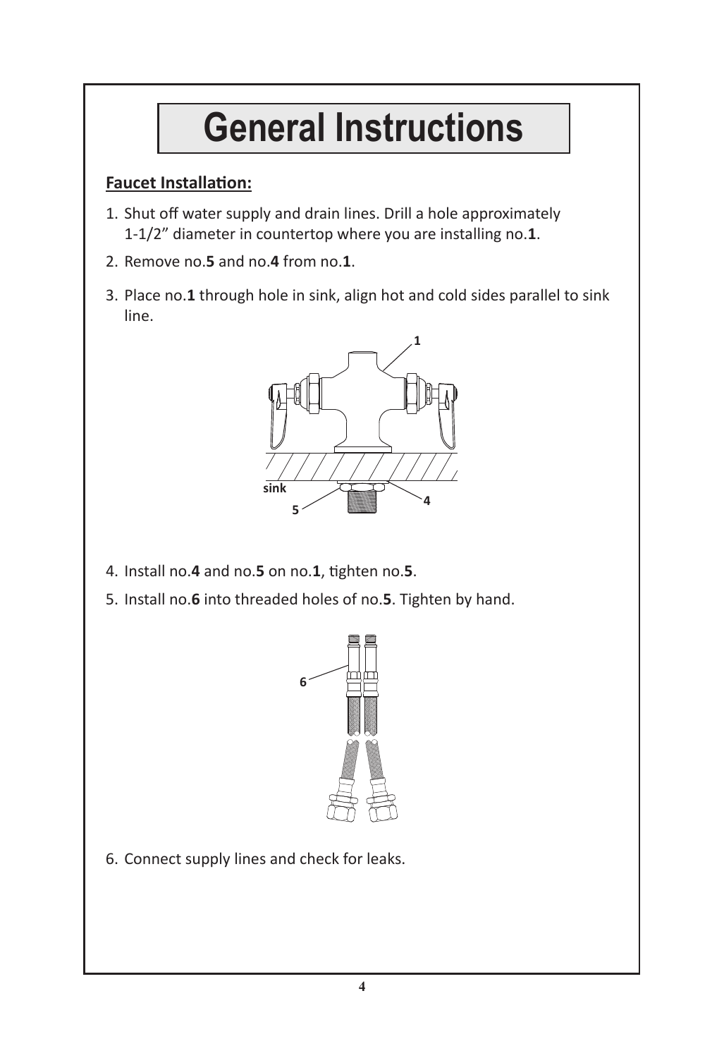# General Instructions

**Faucet Installation:**

1. Shut off water supply and drain lines. Drill a hole approximately 1-1/2” diameter in countertop where you are installing no.**1**.
2. Remove no.**5** and no.**4** from no.**1**.
3. Place no.**1** through hole in sink, align hot and cold sides parallel to sink line.
4. Install no.**4** and no.**5** on no.**1**, tighten no.**5**.
5. Install no.**6** into threaded holes of no.**5**. Tighten by hand.
6. Connect supply lines and check for leaks.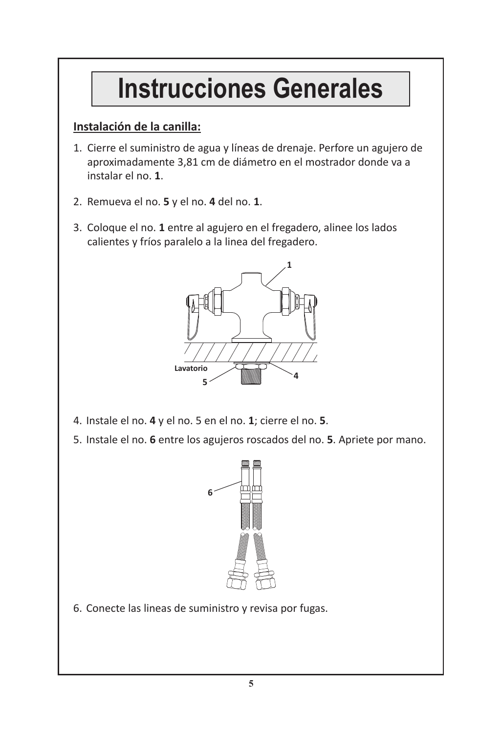# Instrucciones Generales

## Instalación de la canilla:

1. Cierre el suministro de agua y líneas de drenaje. Perfore un agujero de aproximadamente 3,81 cm de diámetro en el mostrador donde va a instalar el no. **1**.

2. Remueva el no. **5** y el no. **4** del no. **1**.

3. Coloque el no. **1** entre al agujero en el fregadero, alinee los lados calientes y fríos paralelo a la linea del fregadero.

4. Instale el no. **4** y el no. 5 en el no. **1**; cierre el no. **5**.

5. Instale el no. **6** entre los agujeros roscados del no. **5**. Apriete por mano.

6. Conecte las lineas de suministro y revisa por fugas.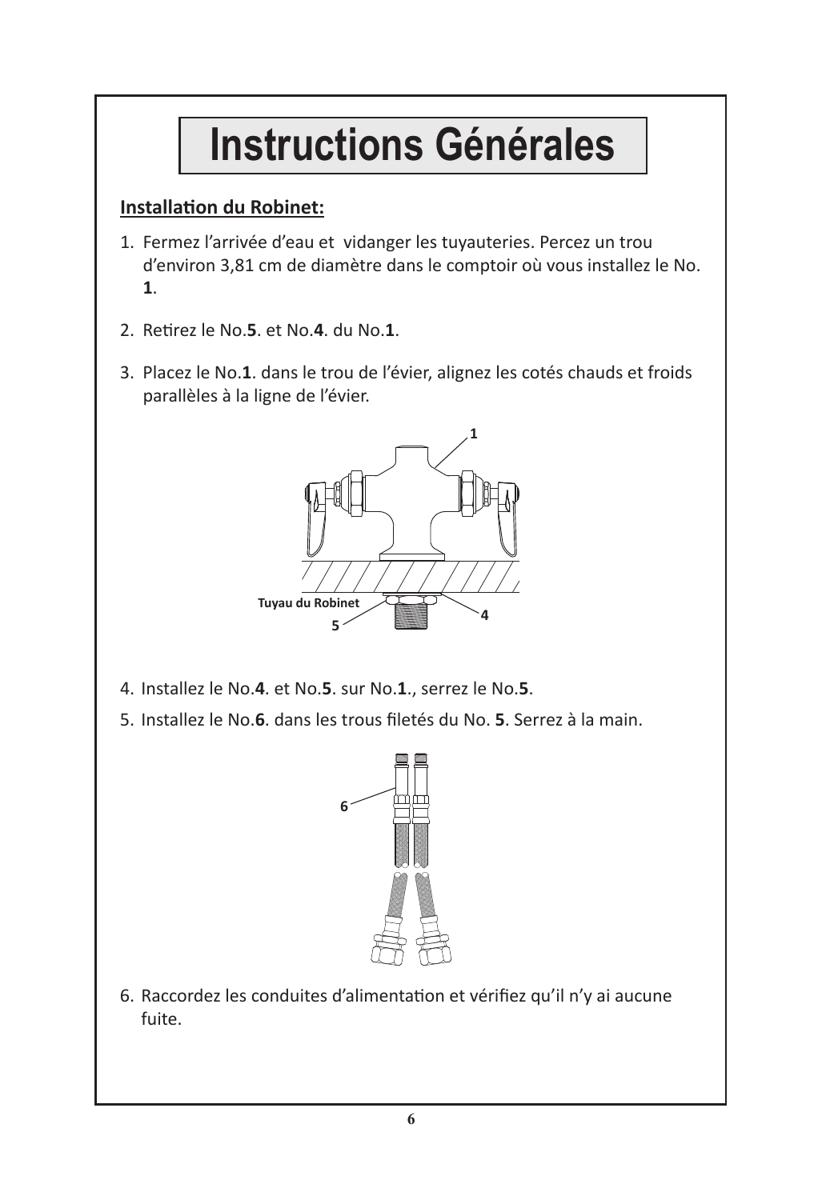# Instructions Générales

**Installation du Robinet:**

1. Fermez l'arrivée d'eau et vidanger les tuyauteries. Percez un trou d'environ 3,81 cm de diamètre dans le comptoir où vous installez le No. **1**.

2. Retirez le No.**5**. et No.**4**. du No.**1**.

3. Placez le No.**1**. dans le trou de l'évier, alignez les cotés chauds et froids parallèles à la ligne de l'évier.

4. Installez le No.**4**. et No.**5**. sur No.**1**., serrez le No.**5**.

5. Installez le No.**6**. dans les trous filetés du No. **5**. Serrez à la main.

6. Raccordez les conduites d'alimentation et vérifiez qu'il n'y ai aucune fuite.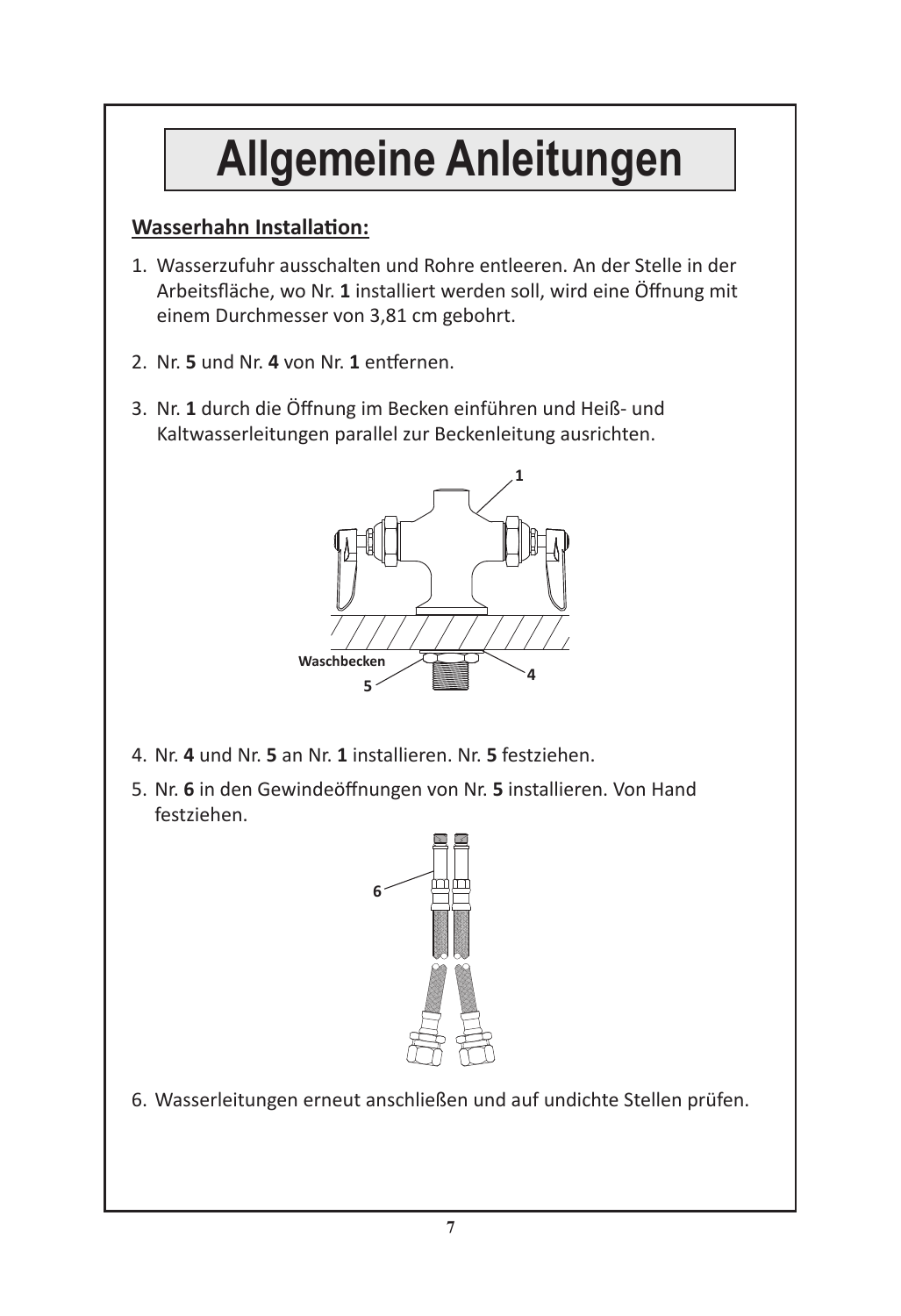# Allgemeine Anleitungen

**Wasserhahn Installation:**

1. Wasserzufuhr ausschalten und Rohre entleeren. An der Stelle in der Arbeitsfläche, wo Nr. **1** installiert werden soll, wird eine Öffnung mit einem Durchmesser von 3,81 cm gebohrt.

2. Nr. **5** und Nr. **4** von Nr. **1** entfernen.

3. Nr. **1** durch die Öffnung im Becken einführen und Heiß- und Kaltwasserleitungen parallel zur Beckenleitung ausrichten.

4. Nr. **4** und Nr. **5** an Nr. **1** installieren. Nr. **5** festziehen.

5. Nr. **6** in den Gewindeöffnungen von Nr. **5** installieren. Von Hand festziehen.

6. Wasserleitungen erneut anschließen und auf undichte Stellen prüfen.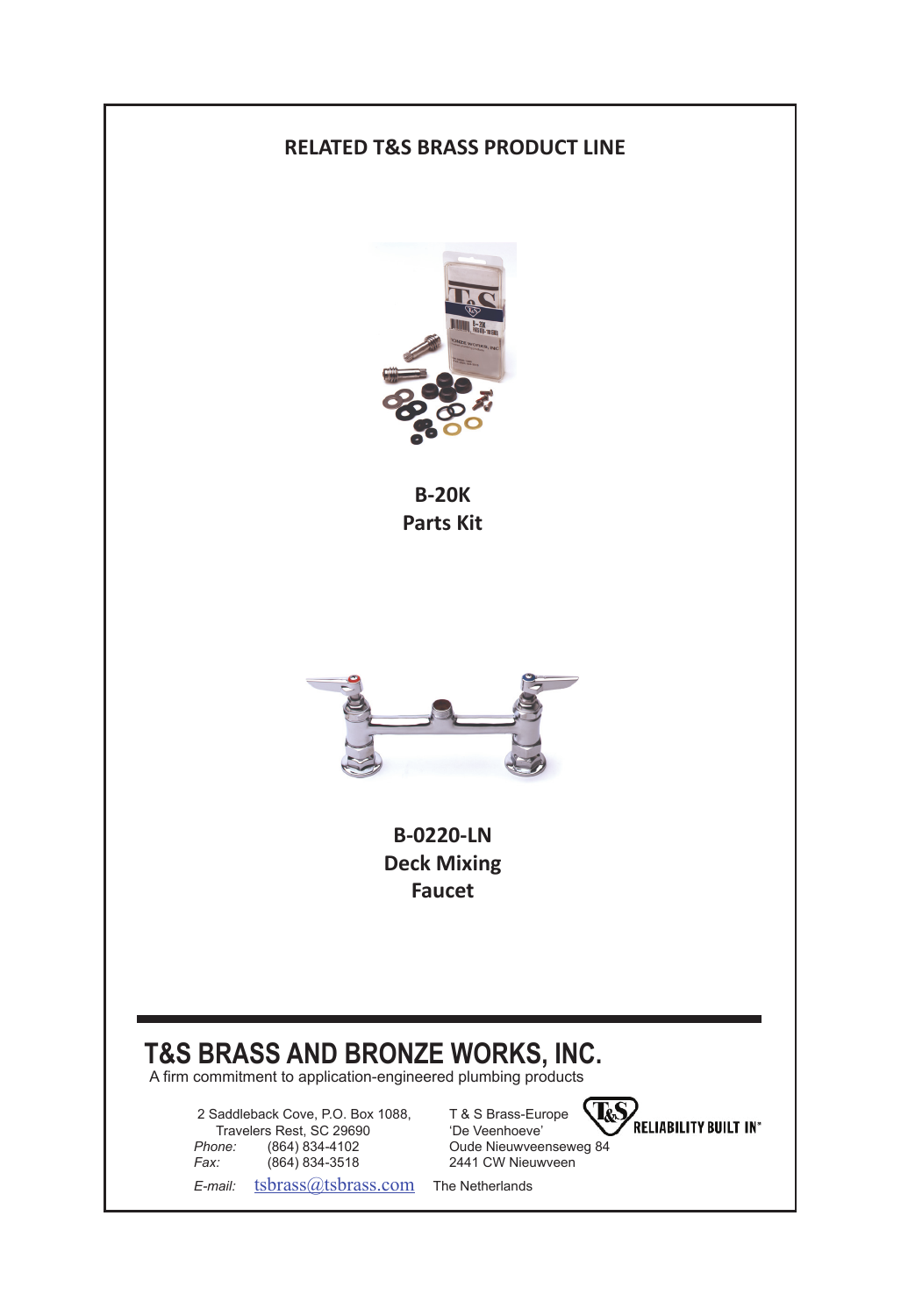## RELATED T&S BRASS PRODUCT LINE

**B-20K**
**Parts Kit**

**B-0220-LN**
**Deck Mixing**
**Faucet**

# T&S BRASS AND BRONZE WORKS, INC.

A firm commitment to application-engineered plumbing products

2 Saddleback Cove, P.O. Box 1088,
Travelers Rest, SC 29690
*Phone:* (864) 834-4102
*Fax:* (864) 834-3518
*E-mail:* tsbrass@tsbrass.com

T & S Brass-Europe
'De Veenhoeve'
Oude Nieuwveenseweg 84
2441 CW Nieuwveen
The Netherlands

RELIABILITY BUILT IN®